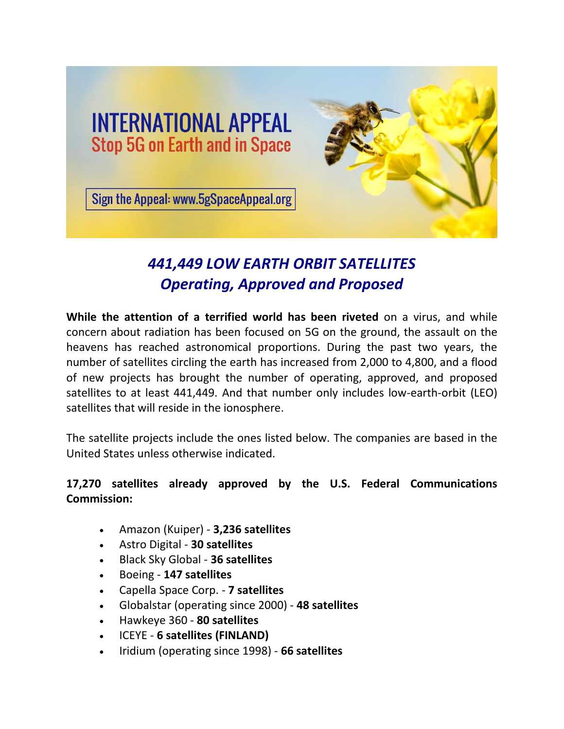# INTERNATIONAL APPEAL
## Stop 5G on Earth and in Space

Sign the Appeal: www.5gSpaceAppeal.org

## *441,449 LOW EARTH ORBIT SATELLITES*
## *Operating, Approved and Proposed*

**While the attention of a terrified world has been riveted** on a virus, and while concern about radiation has been focused on 5G on the ground, the assault on the heavens has reached astronomical proportions. During the past two years, the number of satellites circling the earth has increased from 2,000 to 4,800, and a flood of new projects has brought the number of operating, approved, and proposed satellites to at least 441,449. And that number only includes low-earth-orbit (LEO) satellites that will reside in the ionosphere.

The satellite projects include the ones listed below. The companies are based in the United States unless otherwise indicated.

**17,270 satellites already approved by the U.S. Federal Communications Commission:**

- Amazon (Kuiper) - **3,236 satellites**
- Astro Digital - **30 satellites**
- Black Sky Global - **36 satellites**
- Boeing - **147 satellites**
- Capella Space Corp. - **7 satellites**
- Globalstar (operating since 2000) - **48 satellites**
- Hawkeye 360 - **80 satellites**
- ICEYE - **6 satellites (FINLAND)**
- Iridium (operating since 1998) - **66 satellites**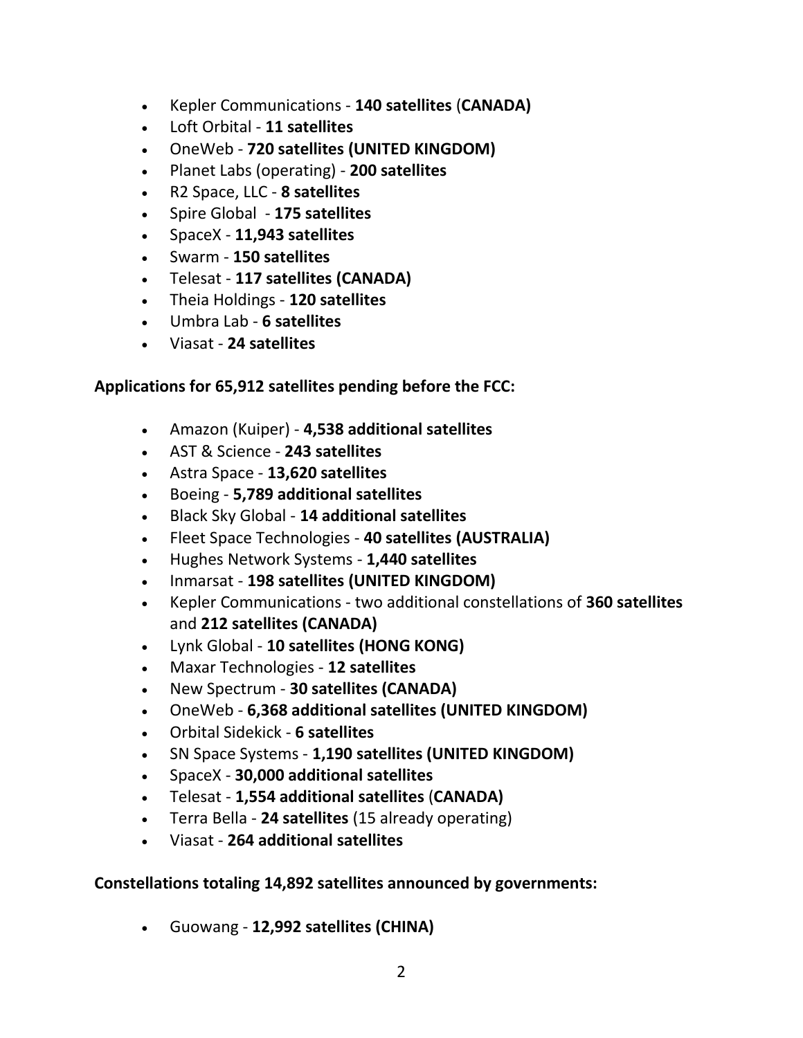- Kepler Communications - **140 satellites** (**CANADA)**
- Loft Orbital - **11 satellites**
- OneWeb - **720 satellites (UNITED KINGDOM)**
- Planet Labs (operating) - **200 satellites**
- R2 Space, LLC - **8 satellites**
- Spire Global - **175 satellites**
- SpaceX - **11,943 satellites**
- Swarm - **150 satellites**
- Telesat - **117 satellites (CANADA)**
- Theia Holdings - **120 satellites**
- Umbra Lab - **6 satellites**
- Viasat - **24 satellites**

**Applications for 65,912 satellites pending before the FCC:**

- Amazon (Kuiper) - **4,538 additional satellites**
- AST & Science - **243 satellites**
- Astra Space - **13,620 satellites**
- Boeing - **5,789 additional satellites**
- Black Sky Global - **14 additional satellites**
- Fleet Space Technologies - **40 satellites (AUSTRALIA)**
- Hughes Network Systems - **1,440 satellites**
- Inmarsat - **198 satellites (UNITED KINGDOM)**
- Kepler Communications - two additional constellations of **360 satellites** and **212 satellites (CANADA)**
- Lynk Global - **10 satellites (HONG KONG)**
- Maxar Technologies - **12 satellites**
- New Spectrum - **30 satellites (CANADA)**
- OneWeb - **6,368 additional satellites (UNITED KINGDOM)**
- Orbital Sidekick - **6 satellites**
- SN Space Systems - **1,190 satellites (UNITED KINGDOM)**
- SpaceX - **30,000 additional satellites**
- Telesat - **1,554 additional satellites** (**CANADA)**
- Terra Bella - **24 satellites** (15 already operating)
- Viasat - **264 additional satellites**

**Constellations totaling 14,892 satellites announced by governments:**

- Guowang - **12,992 satellites (CHINA)**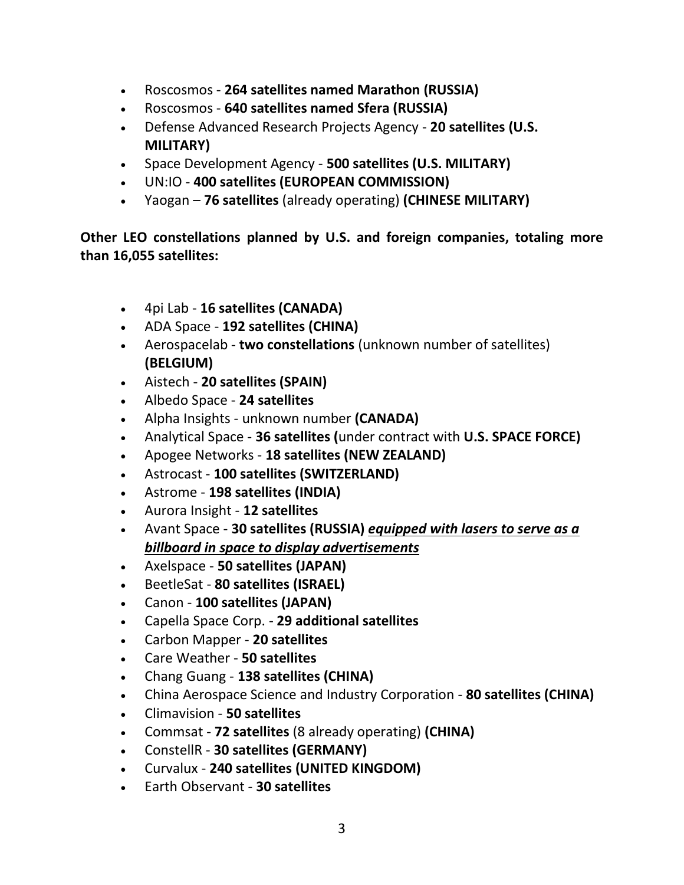- Roscosmos - **264 satellites named Marathon (RUSSIA)**
- Roscosmos - **640 satellites named Sfera (RUSSIA)**
- Defense Advanced Research Projects Agency - **20 satellites (U.S. MILITARY)**
- Space Development Agency - **500 satellites (U.S. MILITARY)**
- UN:IO - **400 satellites (EUROPEAN COMMISSION)**
- Yaogan – **76 satellites** (already operating) **(CHINESE MILITARY)**

**Other LEO constellations planned by U.S. and foreign companies, totaling more than 16,055 satellites:**

- 4pi Lab - **16 satellites (CANADA)**
- ADA Space - **192 satellites (CHINA)**
- Aerospacelab - **two constellations** (unknown number of satellites) **(BELGIUM)**
- Aistech - **20 satellites (SPAIN)**
- Albedo Space - **24 satellites**
- Alpha Insights - unknown number **(CANADA)**
- Analytical Space - **36 satellites (**under contract with **U.S. SPACE FORCE)**
- Apogee Networks - **18 satellites (NEW ZEALAND)**
- Astrocast - **100 satellites (SWITZERLAND)**
- Astrome - **198 satellites (INDIA)**
- Aurora Insight - **12 satellites**
- Avant Space - **30 satellites (RUSSIA)** ***<u>equipped with lasers to serve as a billboard in space to display advertisements</u>***
- Axelspace - **50 satellites (JAPAN)**
- BeetleSat - **80 satellites (ISRAEL)**
- Canon - **100 satellites (JAPAN)**
- Capella Space Corp. - **29 additional satellites**
- Carbon Mapper - **20 satellites**
- Care Weather - **50 satellites**
- Chang Guang - **138 satellites (CHINA)**
- China Aerospace Science and Industry Corporation - **80 satellites (CHINA)**
- Climavision - **50 satellites**
- Commsat - **72 satellites** (8 already operating) **(CHINA)**
- ConstellR - **30 satellites (GERMANY)**
- Curvalux - **240 satellites (UNITED KINGDOM)**
- Earth Observant - **30 satellites**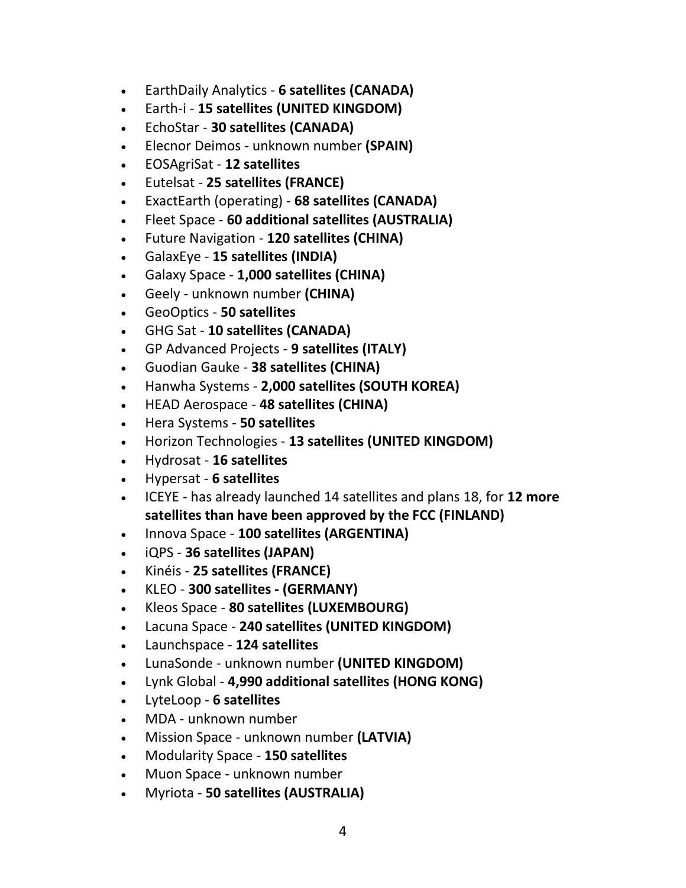- EarthDaily Analytics - **6 satellites (CANADA)**
- Earth-i - **15 satellites (UNITED KINGDOM)**
- EchoStar - **30 satellites (CANADA)**
- Elecnor Deimos - unknown number **(SPAIN)**
- EOSAgriSat - **12 satellites**
- Eutelsat - **25 satellites (FRANCE)**
- ExactEarth (operating) - **68 satellites (CANADA)**
- Fleet Space - **60 additional satellites (AUSTRALIA)**
- Future Navigation - **120 satellites (CHINA)**
- GalaxEye - **15 satellites (INDIA)**
- Galaxy Space - **1,000 satellites (CHINA)**
- Geely - unknown number **(CHINA)**
- GeoOptics - **50 satellites**
- GHG Sat - **10 satellites (CANADA)**
- GP Advanced Projects - **9 satellites (ITALY)**
- Guodian Gauke - **38 satellites (CHINA)**
- Hanwha Systems - **2,000 satellites (SOUTH KOREA)**
- HEAD Aerospace - **48 satellites (CHINA)**
- Hera Systems - **50 satellites**
- Horizon Technologies - **13 satellites (UNITED KINGDOM)**
- Hydrosat - **16 satellites**
- Hypersat - **6 satellites**
- ICEYE - has already launched 14 satellites and plans 18, for **12 more satellites than have been approved by the FCC (FINLAND)**
- Innova Space - **100 satellites (ARGENTINA)**
- iQPS - **36 satellites (JAPAN)**
- Kinéis - **25 satellites (FRANCE)**
- KLEO - **300 satellites - (GERMANY)**
- Kleos Space - **80 satellites (LUXEMBOURG)**
- Lacuna Space - **240 satellites (UNITED KINGDOM)**
- Launchspace - **124 satellites**
- LunaSonde - unknown number **(UNITED KINGDOM)**
- Lynk Global - **4,990 additional satellites (HONG KONG)**
- LyteLoop - **6 satellites**
- MDA - unknown number
- Mission Space - unknown number **(LATVIA)**
- Modularity Space - **150 satellites**
- Muon Space - unknown number
- Myriota - **50 satellites (AUSTRALIA)**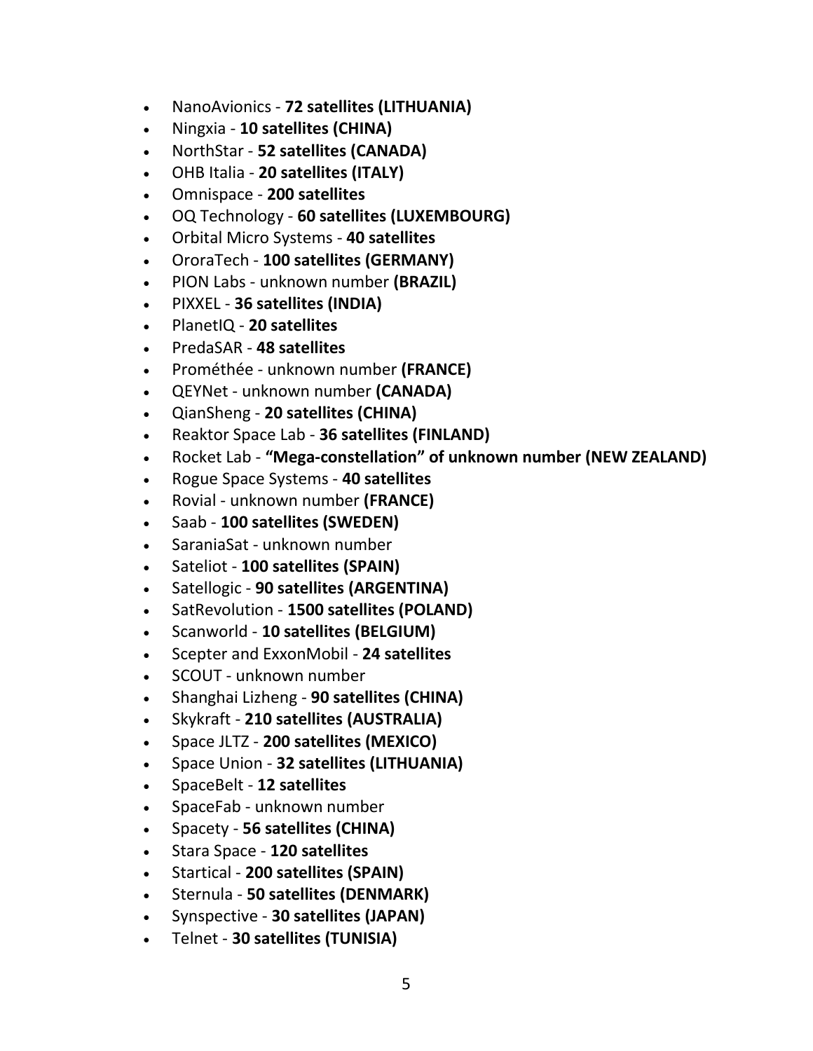- NanoAvionics - **72 satellites (LITHUANIA)**
- Ningxia - **10 satellites (CHINA)**
- NorthStar - **52 satellites (CANADA)**
- OHB Italia - **20 satellites (ITALY)**
- Omnispace - **200 satellites**
- OQ Technology - **60 satellites (LUXEMBOURG)**
- Orbital Micro Systems - **40 satellites**
- OroraTech - **100 satellites (GERMANY)**
- PION Labs - unknown number **(BRAZIL)**
- PIXXEL - **36 satellites (INDIA)**
- PlanetIQ - **20 satellites**
- PredaSAR - **48 satellites**
- Prométhée - unknown number **(FRANCE)**
- QEYNet - unknown number **(CANADA)**
- QianSheng - **20 satellites (CHINA)**
- Reaktor Space Lab - **36 satellites (FINLAND)**
- Rocket Lab - **"Mega-constellation" of unknown number (NEW ZEALAND)**
- Rogue Space Systems - **40 satellites**
- Rovial - unknown number **(FRANCE)**
- Saab - **100 satellites (SWEDEN)**
- SaraniaSat - unknown number
- Sateliot - **100 satellites (SPAIN)**
- Satellogic - **90 satellites (ARGENTINA)**
- SatRevolution - **1500 satellites (POLAND)**
- Scanworld - **10 satellites (BELGIUM)**
- Scepter and ExxonMobil - **24 satellites**
- SCOUT - unknown number
- Shanghai Lizheng - **90 satellites (CHINA)**
- Skykraft - **210 satellites (AUSTRALIA)**
- Space JLTZ - **200 satellites (MEXICO)**
- Space Union - **32 satellites (LITHUANIA)**
- SpaceBelt - **12 satellites**
- SpaceFab - unknown number
- Spacety - **56 satellites (CHINA)**
- Stara Space - **120 satellites**
- Startical - **200 satellites (SPAIN)**
- Sternula - **50 satellites (DENMARK)**
- Synspective - **30 satellites (JAPAN)**
- Telnet - **30 satellites (TUNISIA)**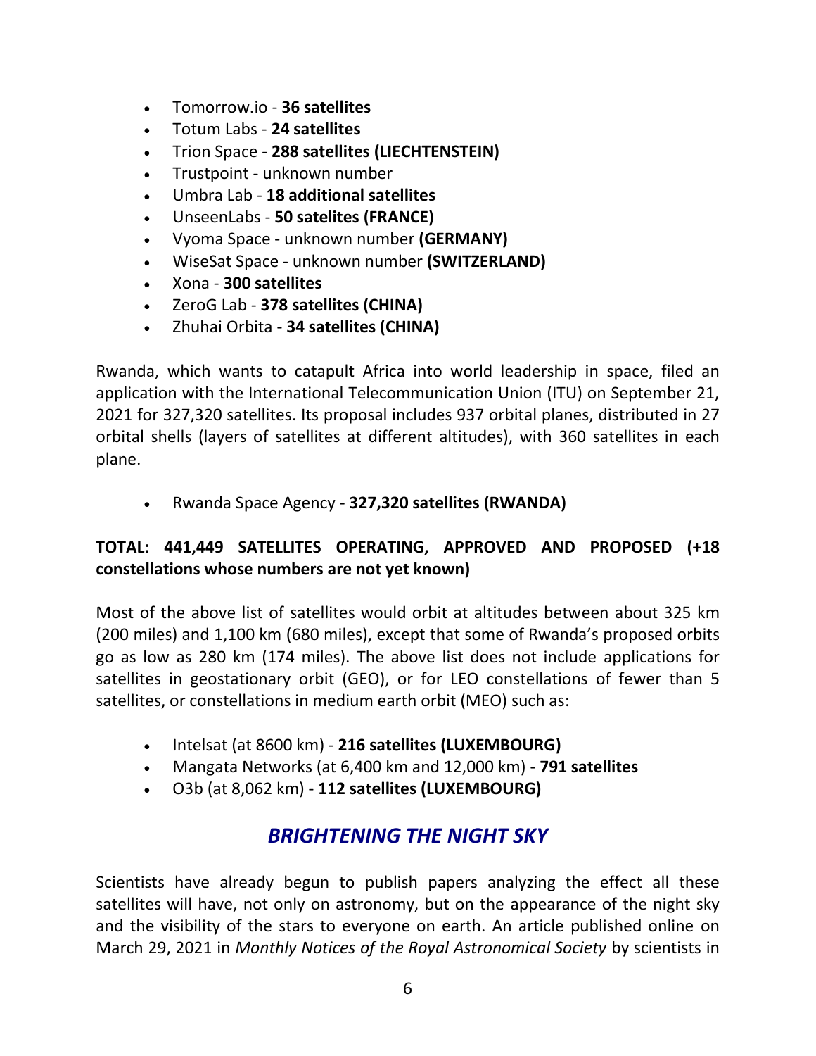- Tomorrow.io - **36 satellites**
- Totum Labs - **24 satellites**
- Trion Space - **288 satellites (LIECHTENSTEIN)**
- Trustpoint - unknown number
- Umbra Lab - **18 additional satellites**
- UnseenLabs - **50 satelites (FRANCE)**
- Vyoma Space - unknown number **(GERMANY)**
- WiseSat Space - unknown number **(SWITZERLAND)**
- Xona - **300 satellites**
- ZeroG Lab - **378 satellites (CHINA)**
- Zhuhai Orbita - **34 satellites (CHINA)**

Rwanda, which wants to catapult Africa into world leadership in space, filed an application with the International Telecommunication Union (ITU) on September 21, 2021 for 327,320 satellites. Its proposal includes 937 orbital planes, distributed in 27 orbital shells (layers of satellites at different altitudes), with 360 satellites in each plane.

- Rwanda Space Agency - **327,320 satellites (RWANDA)**

**TOTAL: 441,449 SATELLITES OPERATING, APPROVED AND PROPOSED (+18 constellations whose numbers are not yet known)**

Most of the above list of satellites would orbit at altitudes between about 325 km (200 miles) and 1,100 km (680 miles), except that some of Rwanda's proposed orbits go as low as 280 km (174 miles). The above list does not include applications for satellites in geostationary orbit (GEO), or for LEO constellations of fewer than 5 satellites, or constellations in medium earth orbit (MEO) such as:

- Intelsat (at 8600 km) - **216 satellites (LUXEMBOURG)**
- Mangata Networks (at 6,400 km and 12,000 km) - **791 satellites**
- O3b (at 8,062 km) - **112 satellites (LUXEMBOURG)**

## *BRIGHTENING THE NIGHT SKY*

Scientists have already begun to publish papers analyzing the effect all these satellites will have, not only on astronomy, but on the appearance of the night sky and the visibility of the stars to everyone on earth. An article published online on March 29, 2021 in *Monthly Notices of the Royal Astronomical Society* by scientists in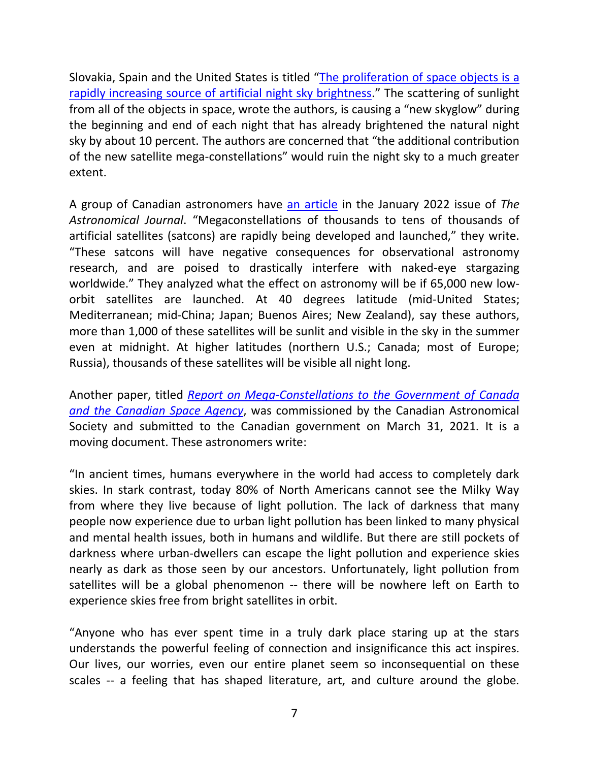Slovakia, Spain and the United States is titled "The proliferation of space objects is a rapidly increasing source of artificial night sky brightness." The scattering of sunlight from all of the objects in space, wrote the authors, is causing a "new skyglow" during the beginning and end of each night that has already brightened the natural night sky by about 10 percent. The authors are concerned that "the additional contribution of the new satellite mega-constellations" would ruin the night sky to a much greater extent.

A group of Canadian astronomers have an article in the January 2022 issue of *The Astronomical Journal*. "Megaconstellations of thousands to tens of thousands of artificial satellites (satcons) are rapidly being developed and launched," they write. "These satcons will have negative consequences for observational astronomy research, and are poised to drastically interfere with naked-eye stargazing worldwide." They analyzed what the effect on astronomy will be if 65,000 new low-orbit satellites are launched. At 40 degrees latitude (mid-United States; Mediterranean; mid-China; Japan; Buenos Aires; New Zealand), say these authors, more than 1,000 of these satellites will be sunlit and visible in the sky in the summer even at midnight. At higher latitudes (northern U.S.; Canada; most of Europe; Russia), thousands of these satellites will be visible all night long.

Another paper, titled *Report on Mega-Constellations to the Government of Canada and the Canadian Space Agency*, was commissioned by the Canadian Astronomical Society and submitted to the Canadian government on March 31, 2021. It is a moving document. These astronomers write:

"In ancient times, humans everywhere in the world had access to completely dark skies. In stark contrast, today 80% of North Americans cannot see the Milky Way from where they live because of light pollution. The lack of darkness that many people now experience due to urban light pollution has been linked to many physical and mental health issues, both in humans and wildlife. But there are still pockets of darkness where urban-dwellers can escape the light pollution and experience skies nearly as dark as those seen by our ancestors. Unfortunately, light pollution from satellites will be a global phenomenon -- there will be nowhere left on Earth to experience skies free from bright satellites in orbit.

"Anyone who has ever spent time in a truly dark place staring up at the stars understands the powerful feeling of connection and insignificance this act inspires. Our lives, our worries, even our entire planet seem so inconsequential on these scales -- a feeling that has shaped literature, art, and culture around the globe.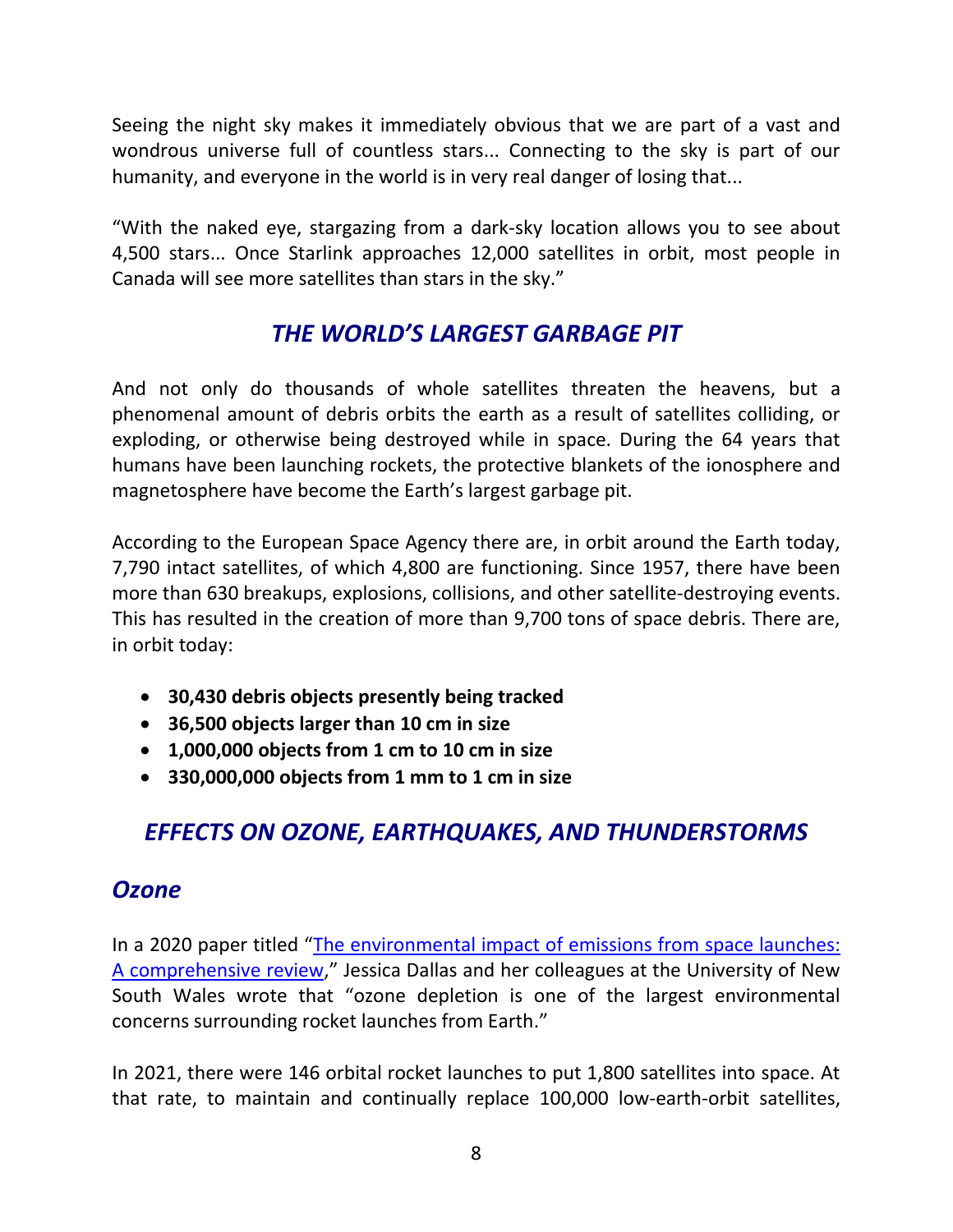Seeing the night sky makes it immediately obvious that we are part of a vast and wondrous universe full of countless stars... Connecting to the sky is part of our humanity, and everyone in the world is in very real danger of losing that...

"With the naked eye, stargazing from a dark-sky location allows you to see about 4,500 stars... Once Starlink approaches 12,000 satellites in orbit, most people in Canada will see more satellites than stars in the sky."

## *THE WORLD'S LARGEST GARBAGE PIT*

And not only do thousands of whole satellites threaten the heavens, but a phenomenal amount of debris orbits the earth as a result of satellites colliding, or exploding, or otherwise being destroyed while in space. During the 64 years that humans have been launching rockets, the protective blankets of the ionosphere and magnetosphere have become the Earth's largest garbage pit.

According to the European Space Agency there are, in orbit around the Earth today, 7,790 intact satellites, of which 4,800 are functioning. Since 1957, there have been more than 630 breakups, explosions, collisions, and other satellite-destroying events. This has resulted in the creation of more than 9,700 tons of space debris. There are, in orbit today:

- **30,430 debris objects presently being tracked**
- **36,500 objects larger than 10 cm in size**
- **1,000,000 objects from 1 cm to 10 cm in size**
- **330,000,000 objects from 1 mm to 1 cm in size**

## *EFFECTS ON OZONE, EARTHQUAKES, AND THUNDERSTORMS*

### *Ozone*

In a 2020 paper titled "The environmental impact of emissions from space launches: A comprehensive review," Jessica Dallas and her colleagues at the University of New South Wales wrote that "ozone depletion is one of the largest environmental concerns surrounding rocket launches from Earth."

In 2021, there were 146 orbital rocket launches to put 1,800 satellites into space. At that rate, to maintain and continually replace 100,000 low-earth-orbit satellites,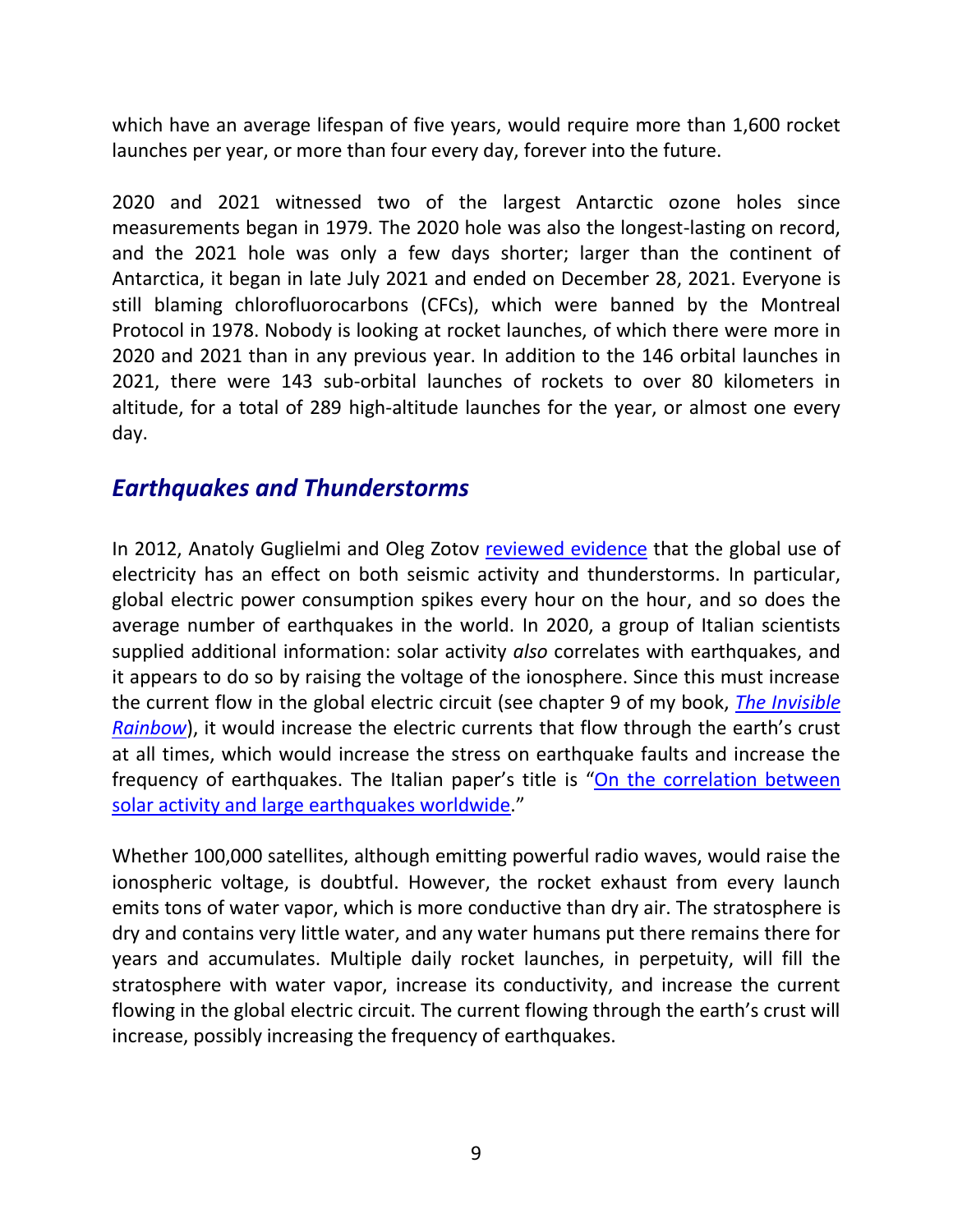which have an average lifespan of five years, would require more than 1,600 rocket launches per year, or more than four every day, forever into the future.

2020 and 2021 witnessed two of the largest Antarctic ozone holes since measurements began in 1979. The 2020 hole was also the longest-lasting on record, and the 2021 hole was only a few days shorter; larger than the continent of Antarctica, it began in late July 2021 and ended on December 28, 2021. Everyone is still blaming chlorofluorocarbons (CFCs), which were banned by the Montreal Protocol in 1978. Nobody is looking at rocket launches, of which there were more in 2020 and 2021 than in any previous year. In addition to the 146 orbital launches in 2021, there were 143 sub-orbital launches of rockets to over 80 kilometers in altitude, for a total of 289 high-altitude launches for the year, or almost one every day.

## *Earthquakes and Thunderstorms*

In 2012, Anatoly Guglielmi and Oleg Zotov reviewed evidence that the global use of electricity has an effect on both seismic activity and thunderstorms. In particular, global electric power consumption spikes every hour on the hour, and so does the average number of earthquakes in the world. In 2020, a group of Italian scientists supplied additional information: solar activity *also* correlates with earthquakes, and it appears to do so by raising the voltage of the ionosphere. Since this must increase the current flow in the global electric circuit (see chapter 9 of my book, *The Invisible Rainbow*), it would increase the electric currents that flow through the earth's crust at all times, which would increase the stress on earthquake faults and increase the frequency of earthquakes. The Italian paper's title is "On the correlation between solar activity and large earthquakes worldwide."

Whether 100,000 satellites, although emitting powerful radio waves, would raise the ionospheric voltage, is doubtful. However, the rocket exhaust from every launch emits tons of water vapor, which is more conductive than dry air. The stratosphere is dry and contains very little water, and any water humans put there remains there for years and accumulates. Multiple daily rocket launches, in perpetuity, will fill the stratosphere with water vapor, increase its conductivity, and increase the current flowing in the global electric circuit. The current flowing through the earth's crust will increase, possibly increasing the frequency of earthquakes.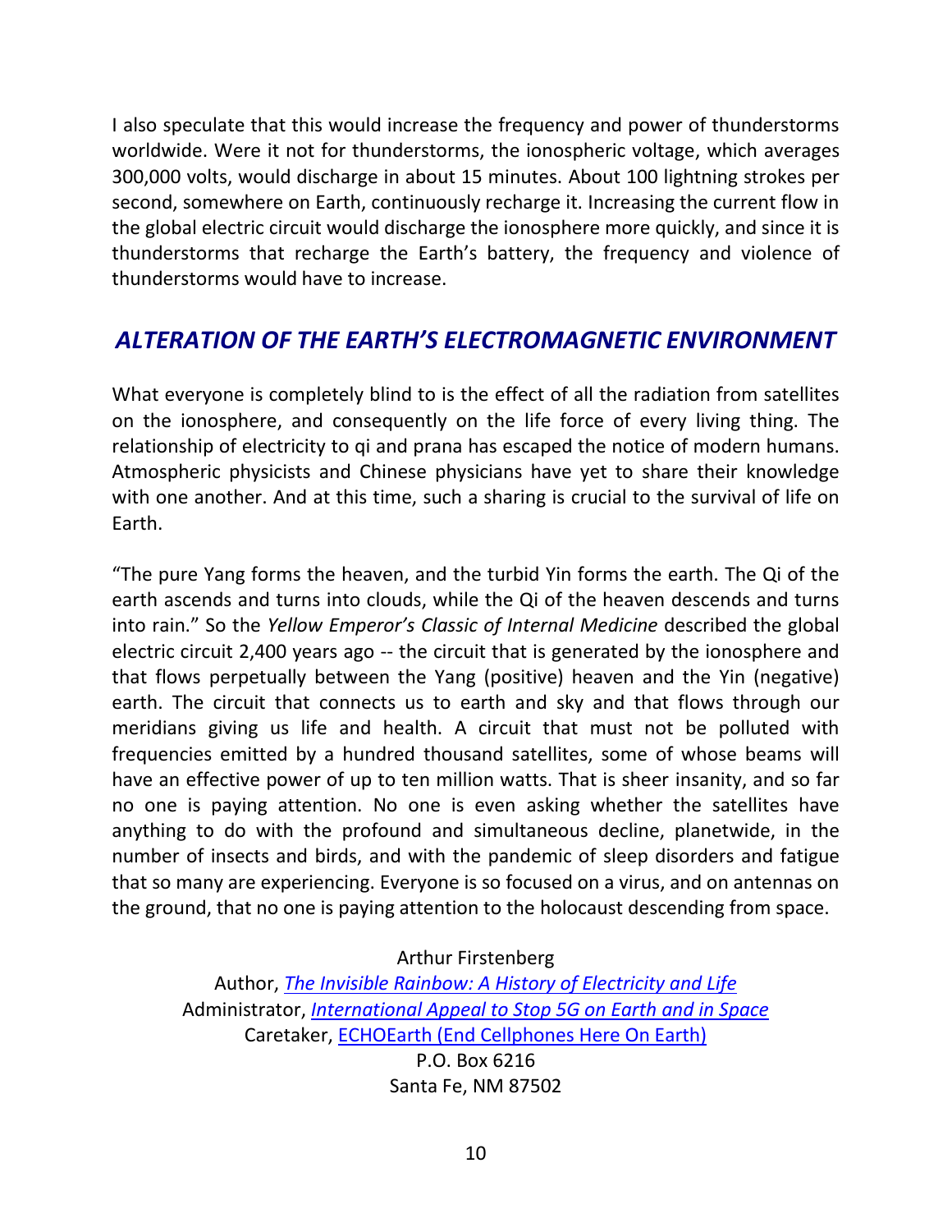I also speculate that this would increase the frequency and power of thunderstorms worldwide. Were it not for thunderstorms, the ionospheric voltage, which averages 300,000 volts, would discharge in about 15 minutes. About 100 lightning strokes per second, somewhere on Earth, continuously recharge it. Increasing the current flow in the global electric circuit would discharge the ionosphere more quickly, and since it is thunderstorms that recharge the Earth's battery, the frequency and violence of thunderstorms would have to increase.

## *ALTERATION OF THE EARTH'S ELECTROMAGNETIC ENVIRONMENT*

What everyone is completely blind to is the effect of all the radiation from satellites on the ionosphere, and consequently on the life force of every living thing. The relationship of electricity to qi and prana has escaped the notice of modern humans. Atmospheric physicists and Chinese physicians have yet to share their knowledge with one another. And at this time, such a sharing is crucial to the survival of life on Earth.

"The pure Yang forms the heaven, and the turbid Yin forms the earth. The Qi of the earth ascends and turns into clouds, while the Qi of the heaven descends and turns into rain." So the *Yellow Emperor's Classic of Internal Medicine* described the global electric circuit 2,400 years ago -- the circuit that is generated by the ionosphere and that flows perpetually between the Yang (positive) heaven and the Yin (negative) earth. The circuit that connects us to earth and sky and that flows through our meridians giving us life and health. A circuit that must not be polluted with frequencies emitted by a hundred thousand satellites, some of whose beams will have an effective power of up to ten million watts. That is sheer insanity, and so far no one is paying attention. No one is even asking whether the satellites have anything to do with the profound and simultaneous decline, planetwide, in the number of insects and birds, and with the pandemic of sleep disorders and fatigue that so many are experiencing. Everyone is so focused on a virus, and on antennas on the ground, that no one is paying attention to the holocaust descending from space.

Arthur Firstenberg
Author, *The Invisible Rainbow: A History of Electricity and Life*
Administrator, *International Appeal to Stop 5G on Earth and in Space*
Caretaker, ECHOEarth (End Cellphones Here On Earth)
P.O. Box 6216
Santa Fe, NM 87502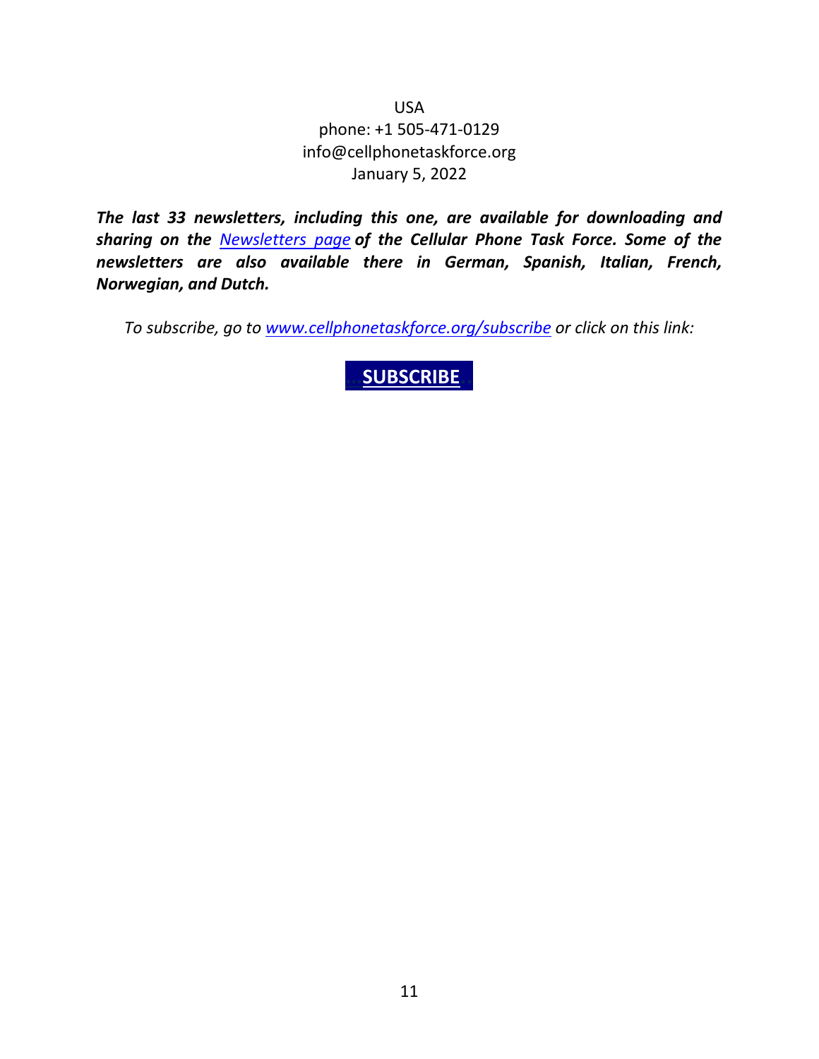USA
phone: +1 505-471-0129
info@cellphonetaskforce.org
January 5, 2022

***The last 33 newsletters, including this one, are available for downloading and sharing on the [Newsletters page](#) of the Cellular Phone Task Force. Some of the newsletters are also available there in German, Spanish, Italian, French, Norwegian, and Dutch.***

*To subscribe, go to [www.cellphonetaskforce.org/subscribe](http://www.cellphonetaskforce.org/subscribe) or click on this link:*

**[SUBSCRIBE](http://www.cellphonetaskforce.org/subscribe)**